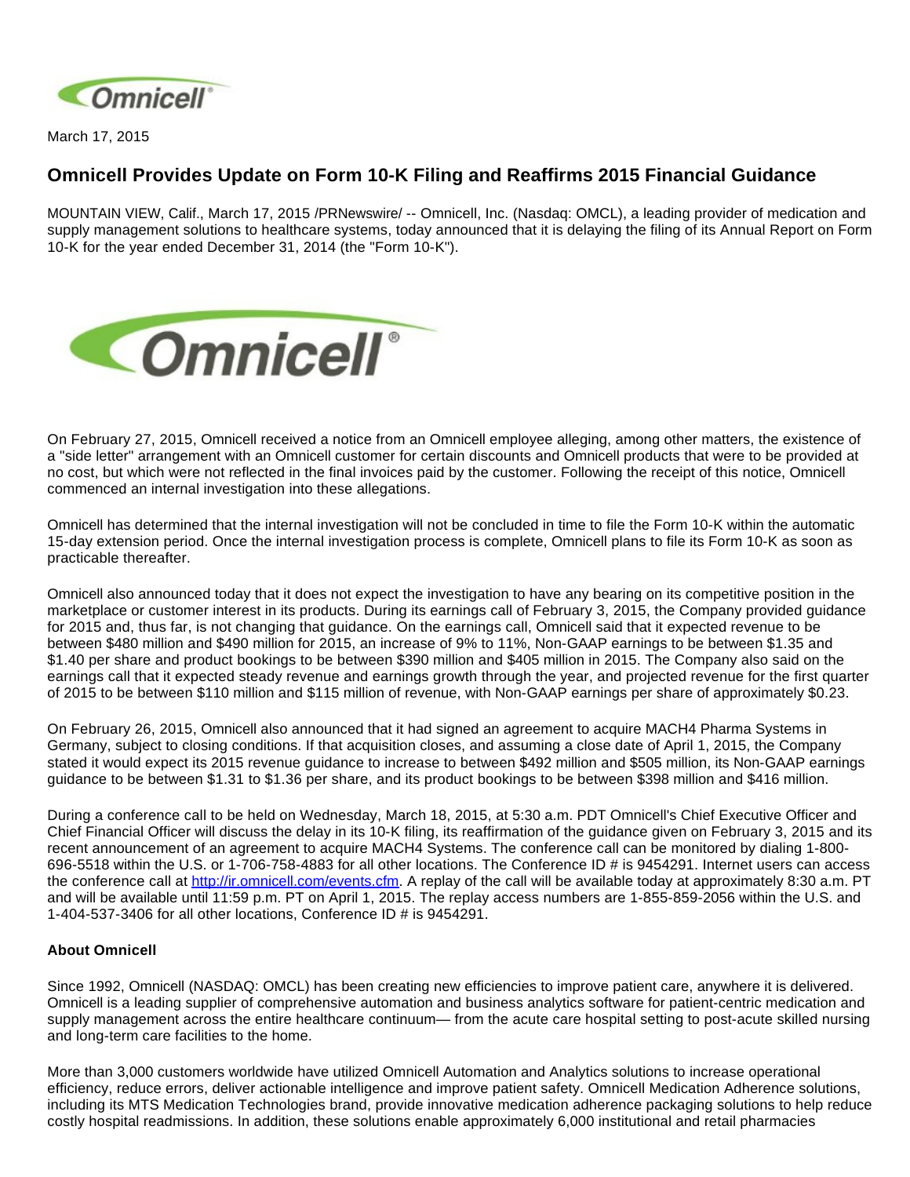March 17, 2015

# Omnicell Provides Update on Form 10-K Filing and Reaffirms 2015 Financial Guidance

MOUNTAIN VIEW, Calif., March 17, 2015 /PRNewswire/ -- Omnicell, Inc. (Nasdaq: OMCL), a leading provider of medication and supply management solutions to healthcare systems, today announced that it is delaying the filing of its Annual Report on Form 10-K for the year ended December 31, 2014 (the "Form 10-K").

On February 27, 2015, Omnicell received a notice from an Omnicell employee alleging, among other matters, the existence of a "side letter" arrangement with an Omnicell customer for certain discounts and Omnicell products that were to be provided at no cost, but which were not reflected in the final invoices paid by the customer. Following the receipt of this notice, Omnicell commenced an internal investigation into these allegations.

Omnicell has determined that the internal investigation will not be concluded in time to file the Form 10-K within the automatic 15-day extension period. Once the internal investigation process is complete, Omnicell plans to file its Form 10-K as soon as practicable thereafter.

Omnicell also announced today that it does not expect the investigation to have any bearing on its competitive position in the marketplace or customer interest in its products. During its earnings call of February 3, 2015, the Company provided guidance for 2015 and, thus far, is not changing that guidance. On the earnings call, Omnicell said that it expected revenue to be between $480 million and $490 million for 2015, an increase of 9% to 11%, Non-GAAP earnings to be between $1.35 and $1.40 per share and product bookings to be between $390 million and $405 million in 2015. The Company also said on the earnings call that it expected steady revenue and earnings growth through the year, and projected revenue for the first quarter of 2015 to be between $110 million and $115 million of revenue, with Non-GAAP earnings per share of approximately $0.23.

On February 26, 2015, Omnicell also announced that it had signed an agreement to acquire MACH4 Pharma Systems in Germany, subject to closing conditions. If that acquisition closes, and assuming a close date of April 1, 2015, the Company stated it would expect its 2015 revenue guidance to increase to between $492 million and $505 million, its Non-GAAP earnings guidance to be between $1.31 to $1.36 per share, and its product bookings to be between $398 million and $416 million.

During a conference call to be held on Wednesday, March 18, 2015, at 5:30 a.m. PDT Omnicell's Chief Executive Officer and Chief Financial Officer will discuss the delay in its 10-K filing, its reaffirmation of the guidance given on February 3, 2015 and its recent announcement of an agreement to acquire MACH4 Systems. The conference call can be monitored by dialing 1-800-696-5518 within the U.S. or 1-706-758-4883 for all other locations. The Conference ID # is 9454291. Internet users can access the conference call at http://ir.omnicell.com/events.cfm. A replay of the call will be available today at approximately 8:30 a.m. PT and will be available until 11:59 p.m. PT on April 1, 2015. The replay access numbers are 1-855-859-2056 within the U.S. and 1-404-537-3406 for all other locations, Conference ID # is 9454291.

**About Omnicell**

Since 1992, Omnicell (NASDAQ: OMCL) has been creating new efficiencies to improve patient care, anywhere it is delivered. Omnicell is a leading supplier of comprehensive automation and business analytics software for patient-centric medication and supply management across the entire healthcare continuum— from the acute care hospital setting to post-acute skilled nursing and long-term care facilities to the home.

More than 3,000 customers worldwide have utilized Omnicell Automation and Analytics solutions to increase operational efficiency, reduce errors, deliver actionable intelligence and improve patient safety. Omnicell Medication Adherence solutions, including its MTS Medication Technologies brand, provide innovative medication adherence packaging solutions to help reduce costly hospital readmissions. In addition, these solutions enable approximately 6,000 institutional and retail pharmacies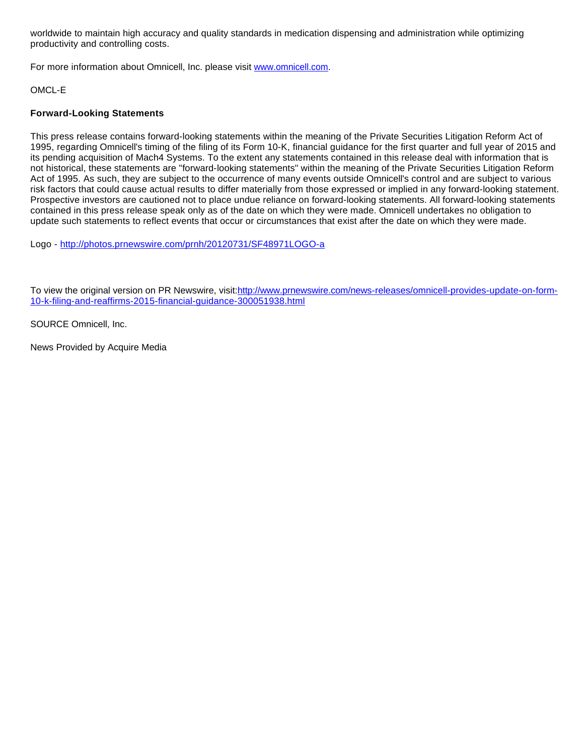worldwide to maintain high accuracy and quality standards in medication dispensing and administration while optimizing productivity and controlling costs.

For more information about Omnicell, Inc. please visit [www.omnicell.com](http://www.omnicell.com).

OMCL-E

**Forward-Looking Statements**

This press release contains forward-looking statements within the meaning of the Private Securities Litigation Reform Act of 1995, regarding Omnicell's timing of the filing of its Form 10-K, financial guidance for the first quarter and full year of 2015 and its pending acquisition of Mach4 Systems. To the extent any statements contained in this release deal with information that is not historical, these statements are "forward-looking statements" within the meaning of the Private Securities Litigation Reform Act of 1995. As such, they are subject to the occurrence of many events outside Omnicell's control and are subject to various risk factors that could cause actual results to differ materially from those expressed or implied in any forward-looking statement. Prospective investors are cautioned not to place undue reliance on forward-looking statements. All forward-looking statements contained in this press release speak only as of the date on which they were made. Omnicell undertakes no obligation to update such statements to reflect events that occur or circumstances that exist after the date on which they were made.

Logo - [http://photos.prnewswire.com/prnh/20120731/SF48971LOGO-a](http://photos.prnewswire.com/prnh/20120731/SF48971LOGO-a)

To view the original version on PR Newswire, visit:[http://www.prnewswire.com/news-releases/omnicell-provides-update-on-form-10-k-filing-and-reaffirms-2015-financial-guidance-300051938.html](http://www.prnewswire.com/news-releases/omnicell-provides-update-on-form-10-k-filing-and-reaffirms-2015-financial-guidance-300051938.html)

SOURCE Omnicell, Inc.

News Provided by Acquire Media